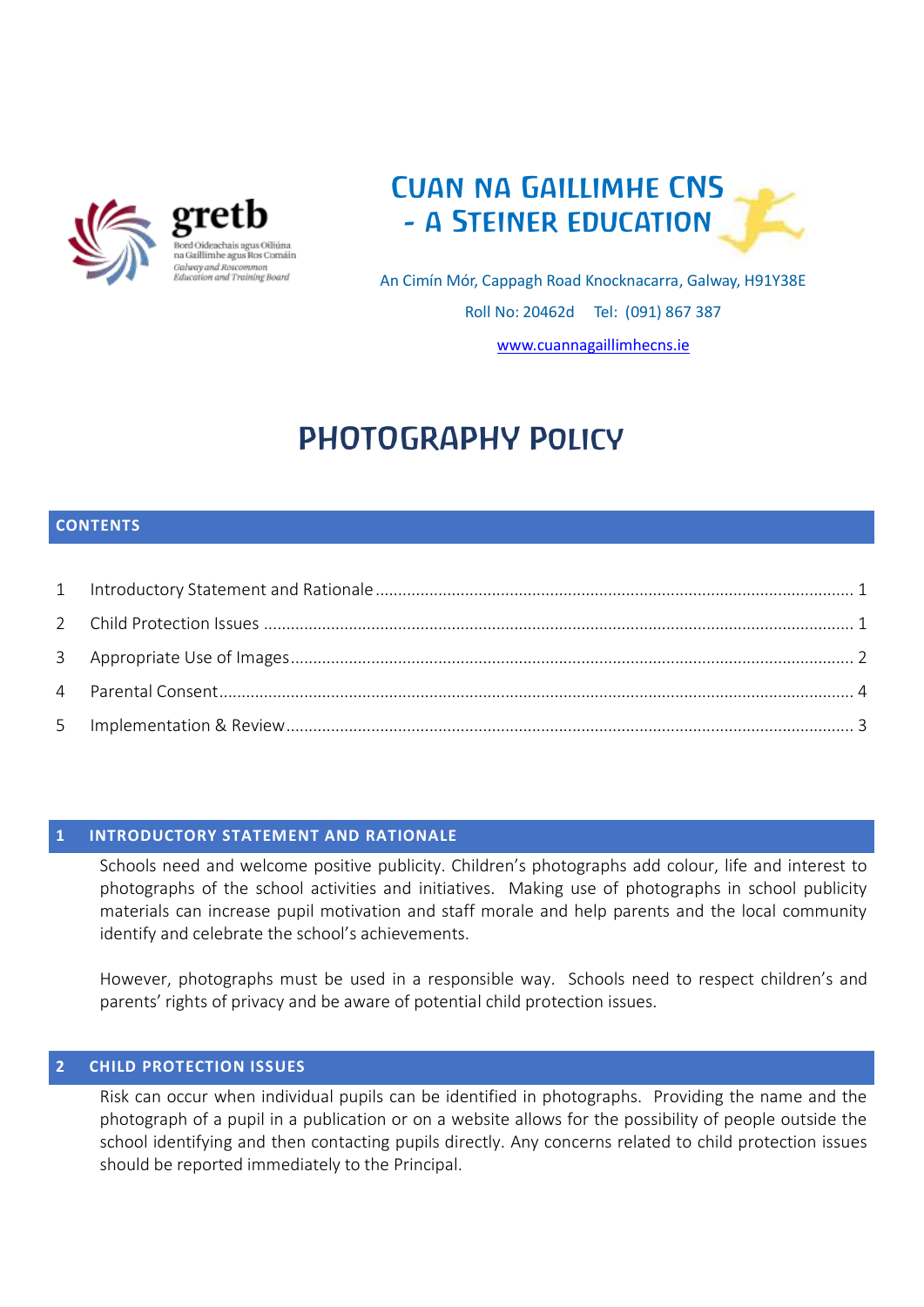gretb

Bord Oideachais agus Oiliúna na Gaillimhe agus Ros Comáin
Galway and Roscommon Education and Training Board

# Cuan na Gaillimhe CNS - A Steiner Education

An Cimín Mór, Cappagh Road Knocknacarra, Galway, H91Y38E

Roll No: 20462d Tel: (091) 867 387

www.cuannagaillimhecns.ie

# Photography Policy

## Contents

1 Introductory Statement and Rationale ..... 1
2 Child Protection Issues ..... 1
3 Appropriate Use of Images ..... 2
4 Parental Consent ..... 4
5 Implementation & Review ..... 3

## 1 Introductory Statement and Rationale

Schools need and welcome positive publicity. Children's photographs add colour, life and interest to photographs of the school activities and initiatives. Making use of photographs in school publicity materials can increase pupil motivation and staff morale and help parents and the local community identify and celebrate the school's achievements.

However, photographs must be used in a responsible way. Schools need to respect children's and parents' rights of privacy and be aware of potential child protection issues.

## 2 Child Protection Issues

Risk can occur when individual pupils can be identified in photographs. Providing the name and the photograph of a pupil in a publication or on a website allows for the possibility of people outside the school identifying and then contacting pupils directly. Any concerns related to child protection issues should be reported immediately to the Principal.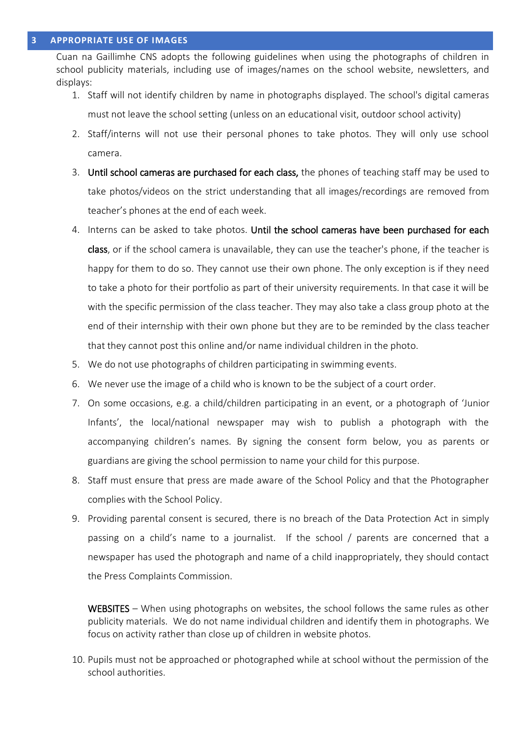## 3 APPROPRIATE USE OF IMAGES

Cuan na Gaillimhe CNS adopts the following guidelines when using the photographs of children in school publicity materials, including use of images/names on the school website, newsletters, and displays:

1. Staff will not identify children by name in photographs displayed. The school's digital cameras must not leave the school setting (unless on an educational visit, outdoor school activity)
2. Staff/interns will not use their personal phones to take photos. They will only use school camera.
3. **Until school cameras are purchased for each class,** the phones of teaching staff may be used to take photos/videos on the strict understanding that all images/recordings are removed from teacher's phones at the end of each week.
4. Interns can be asked to take photos. **Until the school cameras have been purchased for each class**, or if the school camera is unavailable, they can use the teacher's phone, if the teacher is happy for them to do so. They cannot use their own phone. The only exception is if they need to take a photo for their portfolio as part of their university requirements. In that case it will be with the specific permission of the class teacher. They may also take a class group photo at the end of their internship with their own phone but they are to be reminded by the class teacher that they cannot post this online and/or name individual children in the photo.
5. We do not use photographs of children participating in swimming events.
6. We never use the image of a child who is known to be the subject of a court order.
7. On some occasions, e.g. a child/children participating in an event, or a photograph of 'Junior Infants', the local/national newspaper may wish to publish a photograph with the accompanying children's names. By signing the consent form below, you as parents or guardians are giving the school permission to name your child for this purpose.
8. Staff must ensure that press are made aware of the School Policy and that the Photographer complies with the School Policy.
9. Providing parental consent is secured, there is no breach of the Data Protection Act in simply passing on a child's name to a journalist. If the school / parents are concerned that a newspaper has used the photograph and name of a child inappropriately, they should contact the Press Complaints Commission.

   **WEBSITES** – When using photographs on websites, the school follows the same rules as other publicity materials. We do not name individual children and identify them in photographs. We focus on activity rather than close up of children in website photos.

10. Pupils must not be approached or photographed while at school without the permission of the school authorities.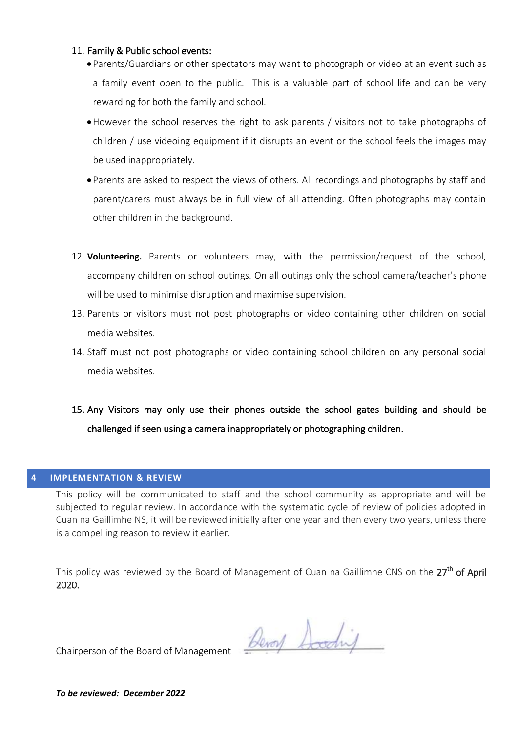11. **Family & Public school events:**
    - Parents/Guardians or other spectators may want to photograph or video at an event such as a family event open to the public. This is a valuable part of school life and can be very rewarding for both the family and school.
    - However the school reserves the right to ask parents / visitors not to take photographs of children / use videoing equipment if it disrupts an event or the school feels the images may be used inappropriately.
    - Parents are asked to respect the views of others. All recordings and photographs by staff and parent/carers must always be in full view of all attending. Often photographs may contain other children in the background.

12. **Volunteering.** Parents or volunteers may, with the permission/request of the school, accompany children on school outings. On all outings only the school camera/teacher's phone will be used to minimise disruption and maximise supervision.
13. Parents or visitors must not post photographs or video containing other children on social media websites.
14. Staff must not post photographs or video containing school children on any personal social media websites.
15. Any Visitors may only use their phones outside the school gates building and should be challenged if seen using a camera inappropriately or photographing children.

## 4 IMPLEMENTATION & REVIEW

This policy will be communicated to staff and the school community as appropriate and will be subjected to regular review. In accordance with the systematic cycle of review of policies adopted in Cuan na Gaillimhe NS, it will be reviewed initially after one year and then every two years, unless there is a compelling reason to review it earlier.

This policy was reviewed by the Board of Management of Cuan na Gaillimhe CNS on the 27th of April 2020.

Chairperson of the Board of Management ____________________

***To be reviewed: December 2022***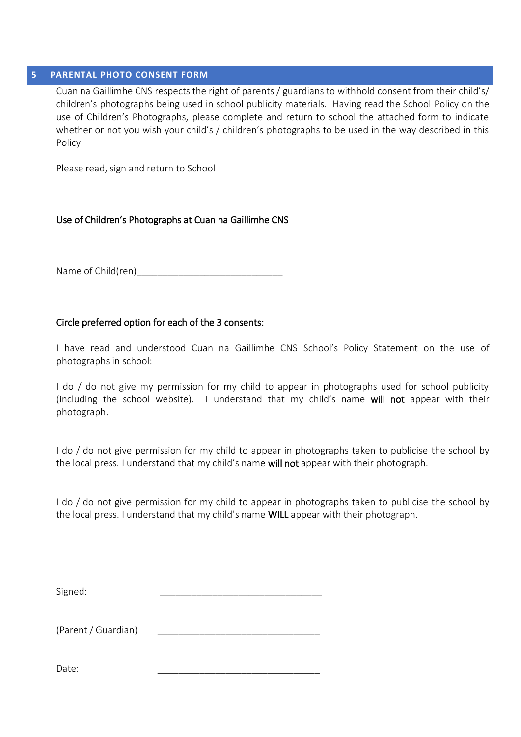## 5 PARENTAL PHOTO CONSENT FORM

Cuan na Gaillimhe CNS respects the right of parents / guardians to withhold consent from their child's/ children's photographs being used in school publicity materials. Having read the School Policy on the use of Children's Photographs, please complete and return to school the attached form to indicate whether or not you wish your child's / children's photographs to be used in the way described in this Policy.

Please read, sign and return to School

Use of Children's Photographs at Cuan na Gaillimhe CNS

Name of Child(ren)____________________________

Circle preferred option for each of the 3 consents:

I have read and understood Cuan na Gaillimhe CNS School's Policy Statement on the use of photographs in school:

I do / do not give my permission for my child to appear in photographs used for school publicity (including the school website). I understand that my child's name **will not** appear with their photograph.

I do / do not give permission for my child to appear in photographs taken to publicise the school by the local press. I understand that my child's name **will not** appear with their photograph.

I do / do not give permission for my child to appear in photographs taken to publicise the school by the local press. I understand that my child's name **WILL** appear with their photograph.

Signed: _______________________________

(Parent / Guardian) _______________________________

Date: _______________________________